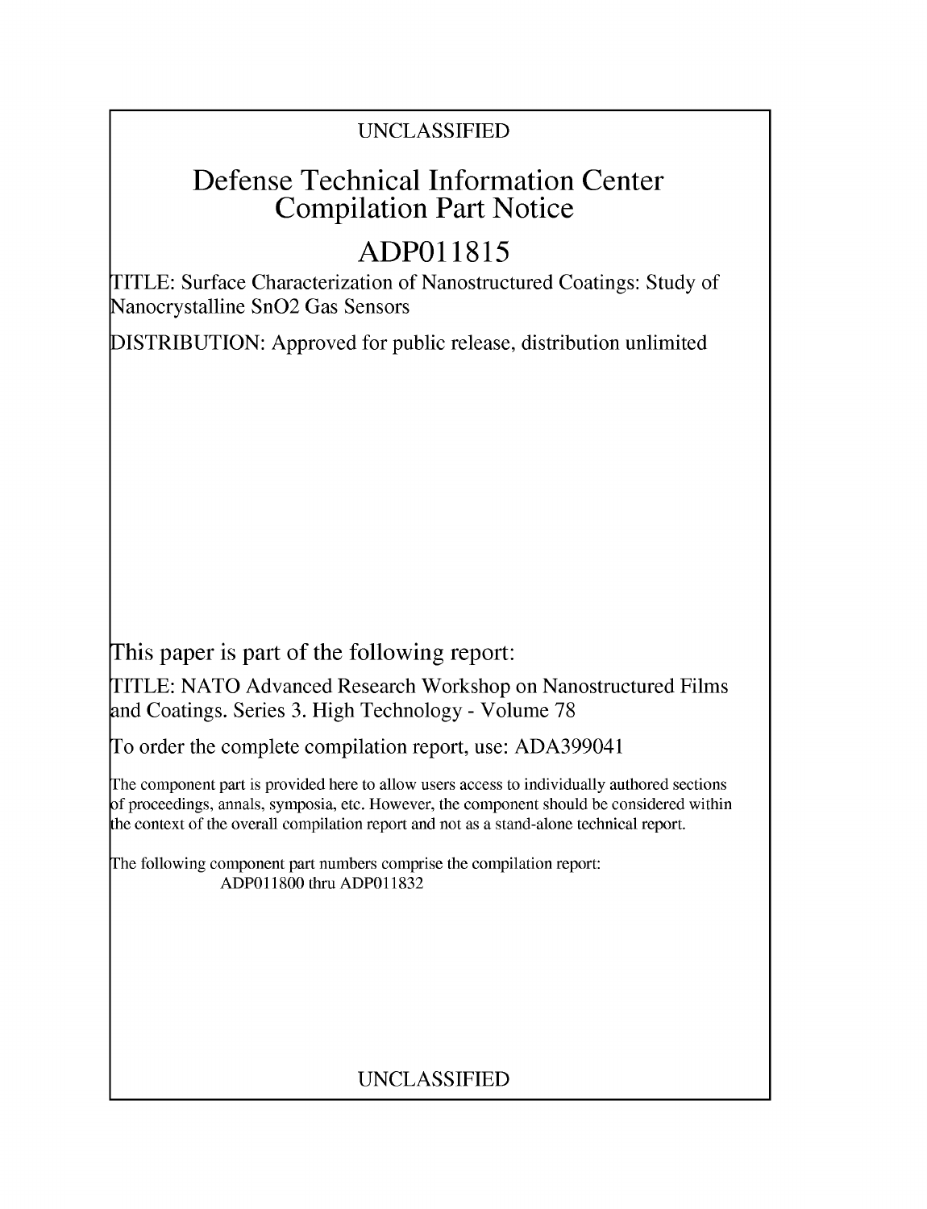UNCLASSIFIED

# Defense Technical Information Center Compilation Part Notice

# ADP011815

TITLE: Surface Characterization of Nanostructured Coatings: Study of Nanocrystalline SnO2 Gas Sensors

DISTRIBUTION: Approved for public release, distribution unlimited

This paper is part of the following report:

TITLE: NATO Advanced Research Workshop on Nanostructured Films and Coatings. Series 3. High Technology - Volume 78

To order the complete compilation report, use: ADA399041

The component part is provided here to allow users access to individually authored sections of proceedings, annals, symposia, etc. However, the component should be considered within the context of the overall compilation report and not as a stand-alone technical report.

The following component part numbers comprise the compilation report:
ADP011800 thru ADP011832

UNCLASSIFIED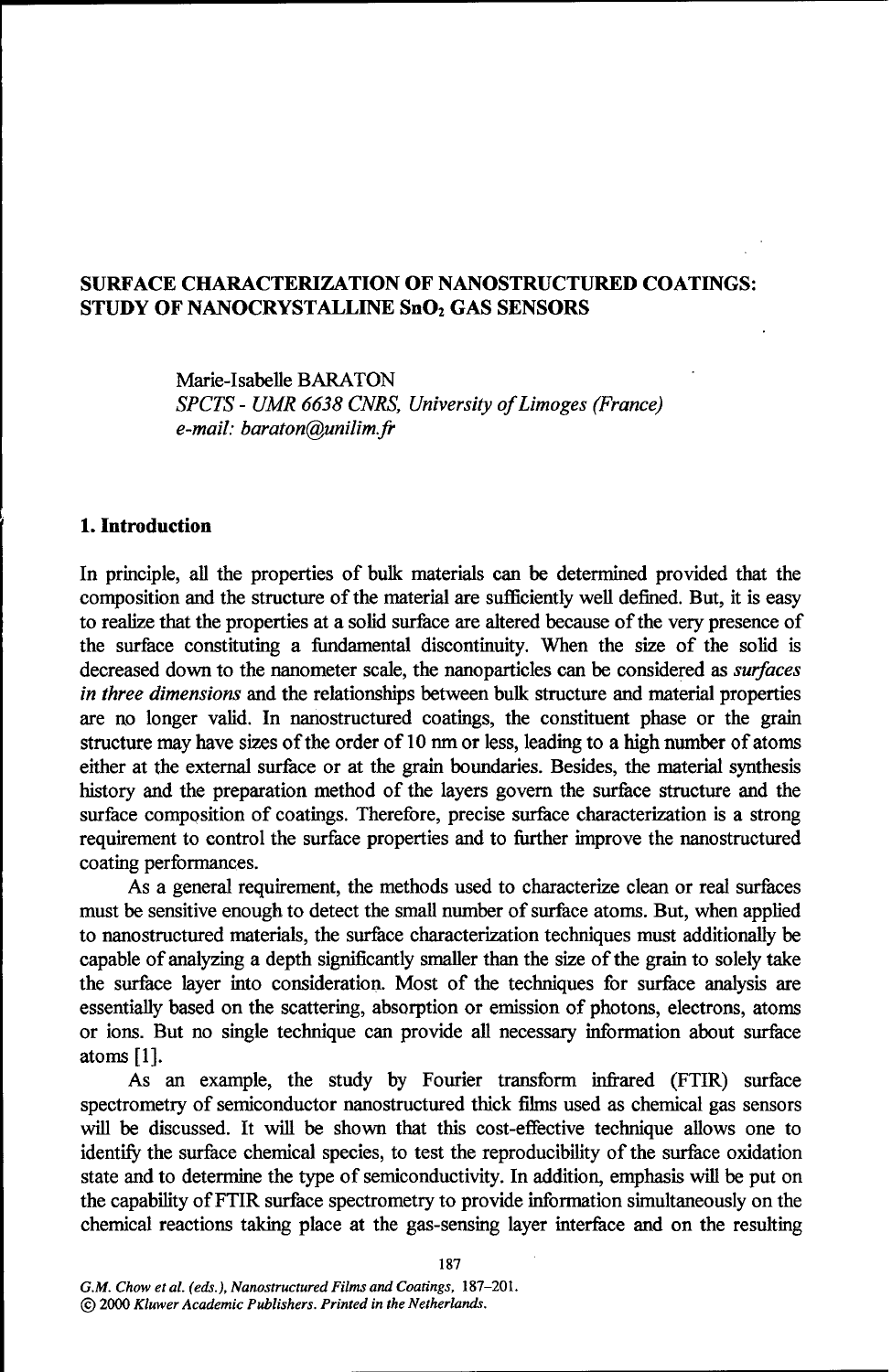# SURFACE CHARACTERIZATION OF NANOSTRUCTURED COATINGS: STUDY OF NANOCRYSTALLINE $SnO_2$ GAS SENSORS

Marie-Isabelle BARATON
*SPCTS - UMR 6638 CNRS, University of Limoges (France)*
*e-mail: baraton@unilim.fr*

## 1. Introduction

In principle, all the properties of bulk materials can be determined provided that the composition and the structure of the material are sufficiently well defined. But, it is easy to realize that the properties at a solid surface are altered because of the very presence of the surface constituting a fundamental discontinuity. When the size of the solid is decreased down to the nanometer scale, the nanoparticles can be considered as *surfaces in three dimensions* and the relationships between bulk structure and material properties are no longer valid. In nanostructured coatings, the constituent phase or the grain structure may have sizes of the order of 10 nm or less, leading to a high number of atoms either at the external surface or at the grain boundaries. Besides, the material synthesis history and the preparation method of the layers govern the surface structure and the surface composition of coatings. Therefore, precise surface characterization is a strong requirement to control the surface properties and to further improve the nanostructured coating performances.

As a general requirement, the methods used to characterize clean or real surfaces must be sensitive enough to detect the small number of surface atoms. But, when applied to nanostructured materials, the surface characterization techniques must additionally be capable of analyzing a depth significantly smaller than the size of the grain to solely take the surface layer into consideration. Most of the techniques for surface analysis are essentially based on the scattering, absorption or emission of photons, electrons, atoms or ions. But no single technique can provide all necessary information about surface atoms [1].

As an example, the study by Fourier transform infrared (FTIR) surface spectrometry of semiconductor nanostructured thick films used as chemical gas sensors will be discussed. It will be shown that this cost-effective technique allows one to identify the surface chemical species, to test the reproducibility of the surface oxidation state and to determine the type of semiconductivity. In addition, emphasis will be put on the capability of FTIR surface spectrometry to provide information simultaneously on the chemical reactions taking place at the gas-sensing layer interface and on the resulting

G.M. Chow et al. (eds.), Nanostructured Films and Coatings, 187–201.
© 2000 Kluwer Academic Publishers. Printed in the Netherlands.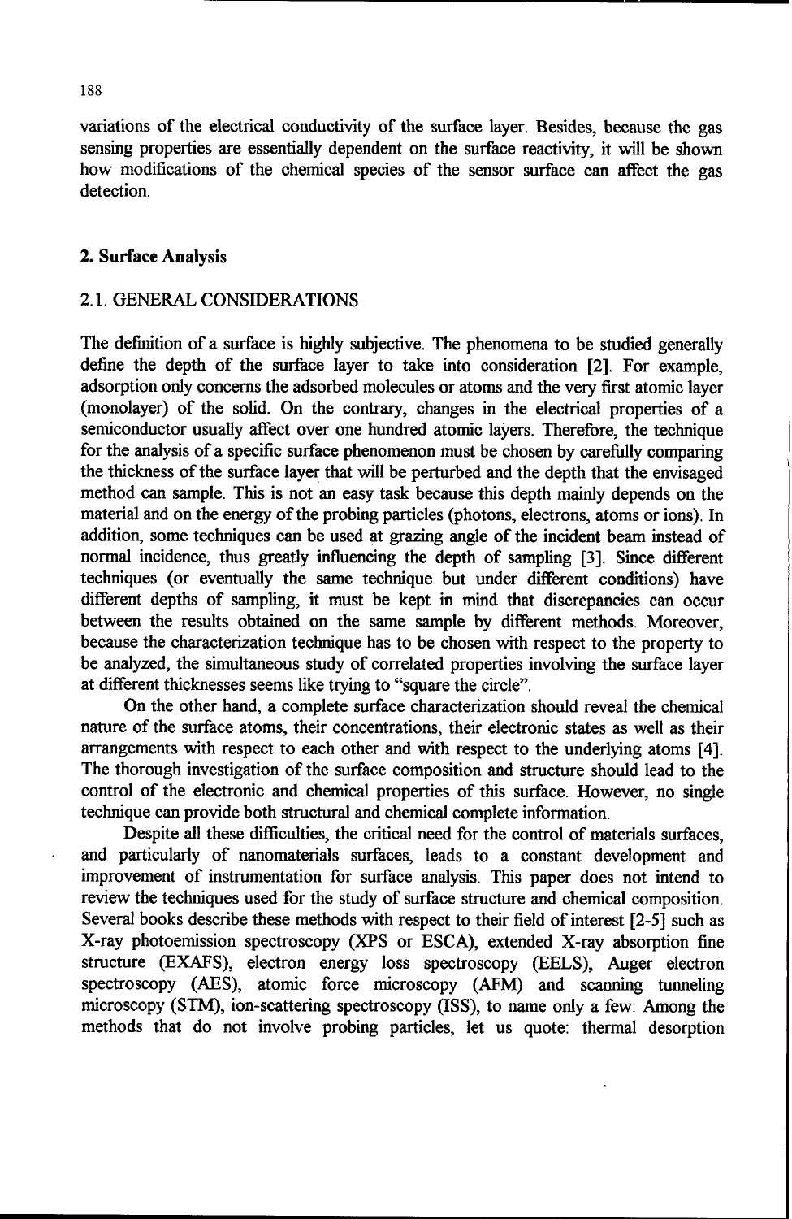variations of the electrical conductivity of the surface layer. Besides, because the gas sensing properties are essentially dependent on the surface reactivity, it will be shown how modifications of the chemical species of the sensor surface can affect the gas detection.

## 2. Surface Analysis

### 2.1. GENERAL CONSIDERATIONS

The definition of a surface is highly subjective. The phenomena to be studied generally define the depth of the surface layer to take into consideration [2]. For example, adsorption only concerns the adsorbed molecules or atoms and the very first atomic layer (monolayer) of the solid. On the contrary, changes in the electrical properties of a semiconductor usually affect over one hundred atomic layers. Therefore, the technique for the analysis of a specific surface phenomenon must be chosen by carefully comparing the thickness of the surface layer that will be perturbed and the depth that the envisaged method can sample. This is not an easy task because this depth mainly depends on the material and on the energy of the probing particles (photons, electrons, atoms or ions). In addition, some techniques can be used at grazing angle of the incident beam instead of normal incidence, thus greatly influencing the depth of sampling [3]. Since different techniques (or eventually the same technique but under different conditions) have different depths of sampling, it must be kept in mind that discrepancies can occur between the results obtained on the same sample by different methods. Moreover, because the characterization technique has to be chosen with respect to the property to be analyzed, the simultaneous study of correlated properties involving the surface layer at different thicknesses seems like trying to "square the circle".

On the other hand, a complete surface characterization should reveal the chemical nature of the surface atoms, their concentrations, their electronic states as well as their arrangements with respect to each other and with respect to the underlying atoms [4]. The thorough investigation of the surface composition and structure should lead to the control of the electronic and chemical properties of this surface. However, no single technique can provide both structural and chemical complete information.

Despite all these difficulties, the critical need for the control of materials surfaces, and particularly of nanomaterials surfaces, leads to a constant development and improvement of instrumentation for surface analysis. This paper does not intend to review the techniques used for the study of surface structure and chemical composition. Several books describe these methods with respect to their field of interest [2-5] such as X-ray photoemission spectroscopy (XPS or ESCA), extended X-ray absorption fine structure (EXAFS), electron energy loss spectroscopy (EELS), Auger electron spectroscopy (AES), atomic force microscopy (AFM) and scanning tunneling microscopy (STM), ion-scattering spectroscopy (ISS), to name only a few. Among the methods that do not involve probing particles, let us quote: thermal desorption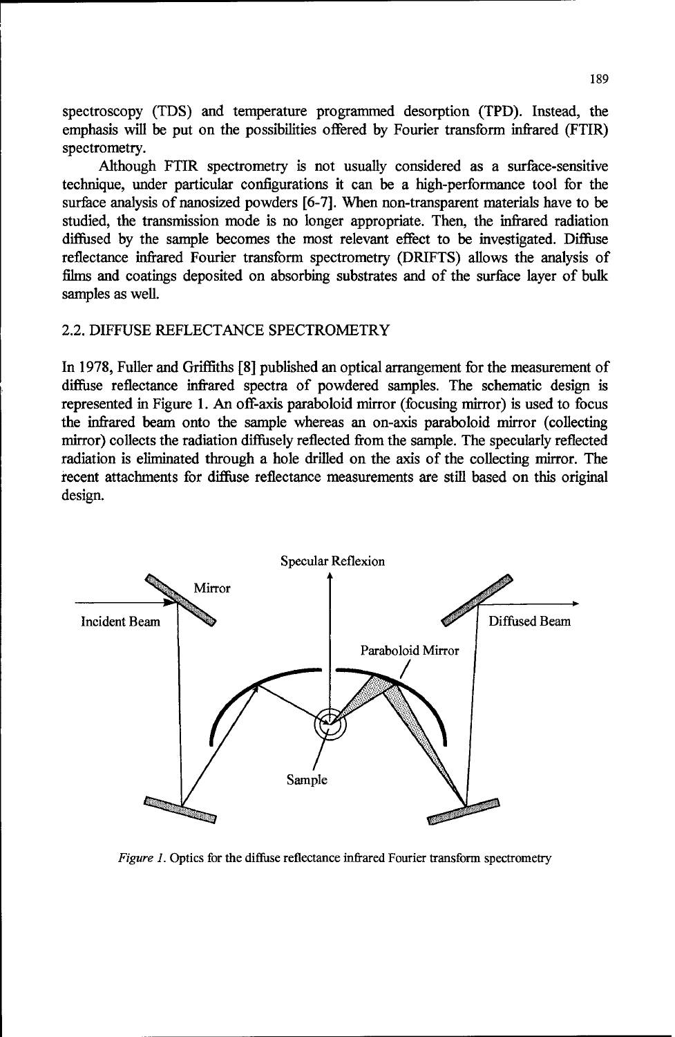spectroscopy (TDS) and temperature programmed desorption (TPD). Instead, the emphasis will be put on the possibilities offered by Fourier transform infrared (FTIR) spectrometry.

Although FTIR spectrometry is not usually considered as a surface-sensitive technique, under particular configurations it can be a high-performance tool for the surface analysis of nanosized powders [6-7]. When non-transparent materials have to be studied, the transmission mode is no longer appropriate. Then, the infrared radiation diffused by the sample becomes the most relevant effect to be investigated. Diffuse reflectance infrared Fourier transform spectrometry (DRIFTS) allows the analysis of films and coatings deposited on absorbing substrates and of the surface layer of bulk samples as well.

## 2.2. DIFFUSE REFLECTANCE SPECTROMETRY

In 1978, Fuller and Griffiths [8] published an optical arrangement for the measurement of diffuse reflectance infrared spectra of powdered samples. The schematic design is represented in Figure 1. An off-axis paraboloid mirror (focusing mirror) is used to focus the infrared beam onto the sample whereas an on-axis paraboloid mirror (collecting mirror) collects the radiation diffusely reflected from the sample. The specularly reflected radiation is eliminated through a hole drilled on the axis of the collecting mirror. The recent attachments for diffuse reflectance measurements are still based on this original design.

*Figure 1.* Optics for the diffuse reflectance infrared Fourier transform spectrometry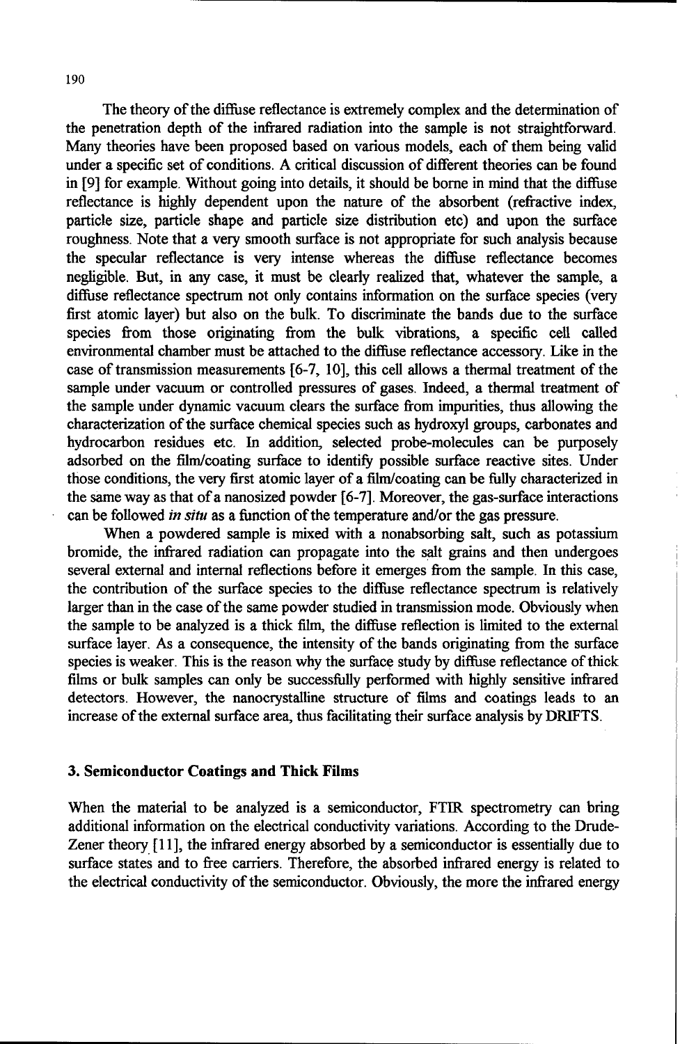The theory of the diffuse reflectance is extremely complex and the determination of the penetration depth of the infrared radiation into the sample is not straightforward. Many theories have been proposed based on various models, each of them being valid under a specific set of conditions. A critical discussion of different theories can be found in [9] for example. Without going into details, it should be borne in mind that the diffuse reflectance is highly dependent upon the nature of the absorbent (refractive index, particle size, particle shape and particle size distribution etc) and upon the surface roughness. Note that a very smooth surface is not appropriate for such analysis because the specular reflectance is very intense whereas the diffuse reflectance becomes negligible. But, in any case, it must be clearly realized that, whatever the sample, a diffuse reflectance spectrum not only contains information on the surface species (very first atomic layer) but also on the bulk. To discriminate the bands due to the surface species from those originating from the bulk vibrations, a specific cell called environmental chamber must be attached to the diffuse reflectance accessory. Like in the case of transmission measurements [6-7, 10], this cell allows a thermal treatment of the sample under vacuum or controlled pressures of gases. Indeed, a thermal treatment of the sample under dynamic vacuum clears the surface from impurities, thus allowing the characterization of the surface chemical species such as hydroxyl groups, carbonates and hydrocarbon residues etc. In addition, selected probe-molecules can be purposely adsorbed on the film/coating surface to identify possible surface reactive sites. Under those conditions, the very first atomic layer of a film/coating can be fully characterized in the same way as that of a nanosized powder [6-7]. Moreover, the gas-surface interactions can be followed *in situ* as a function of the temperature and/or the gas pressure.

When a powdered sample is mixed with a nonabsorbing salt, such as potassium bromide, the infrared radiation can propagate into the salt grains and then undergoes several external and internal reflections before it emerges from the sample. In this case, the contribution of the surface species to the diffuse reflectance spectrum is relatively larger than in the case of the same powder studied in transmission mode. Obviously when the sample to be analyzed is a thick film, the diffuse reflection is limited to the external surface layer. As a consequence, the intensity of the bands originating from the surface species is weaker. This is the reason why the surface study by diffuse reflectance of thick films or bulk samples can only be successfully performed with highly sensitive infrared detectors. However, the nanocrystalline structure of films and coatings leads to an increase of the external surface area, thus facilitating their surface analysis by DRIFTS.

## 3. Semiconductor Coatings and Thick Films

When the material to be analyzed is a semiconductor, FTIR spectrometry can bring additional information on the electrical conductivity variations. According to the Drude-Zener theory [11], the infrared energy absorbed by a semiconductor is essentially due to surface states and to free carriers. Therefore, the absorbed infrared energy is related to the electrical conductivity of the semiconductor. Obviously, the more the infrared energy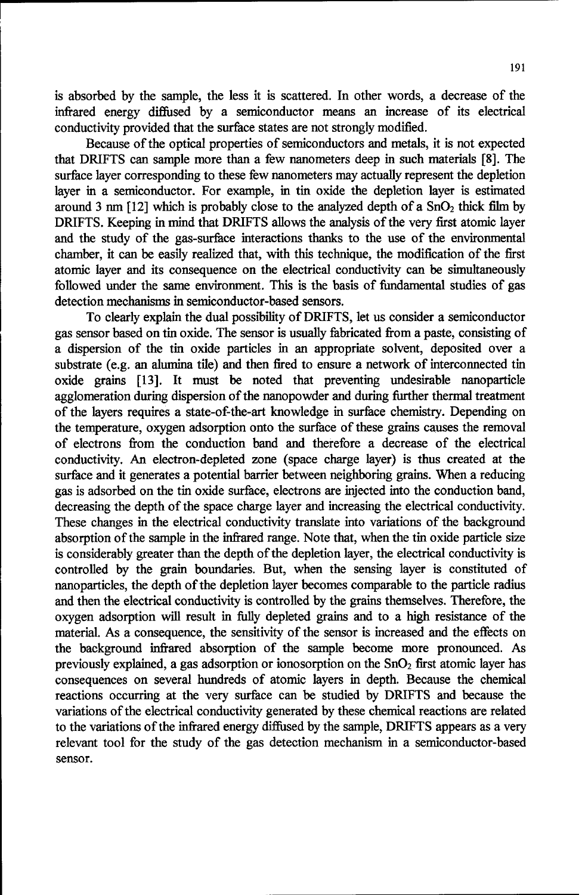is absorbed by the sample, the less it is scattered. In other words, a decrease of the infrared energy diffused by a semiconductor means an increase of its electrical conductivity provided that the surface states are not strongly modified.

Because of the optical properties of semiconductors and metals, it is not expected that DRIFTS can sample more than a few nanometers deep in such materials [8]. The surface layer corresponding to these few nanometers may actually represent the depletion layer in a semiconductor. For example, in tin oxide the depletion layer is estimated around 3 nm [12] which is probably close to the analyzed depth of a $SnO_2$ thick film by DRIFTS. Keeping in mind that DRIFTS allows the analysis of the very first atomic layer and the study of the gas-surface interactions thanks to the use of the environmental chamber, it can be easily realized that, with this technique, the modification of the first atomic layer and its consequence on the electrical conductivity can be simultaneously followed under the same environment. This is the basis of fundamental studies of gas detection mechanisms in semiconductor-based sensors.

To clearly explain the dual possibility of DRIFTS, let us consider a semiconductor gas sensor based on tin oxide. The sensor is usually fabricated from a paste, consisting of a dispersion of the tin oxide particles in an appropriate solvent, deposited over a substrate (e.g. an alumina tile) and then fired to ensure a network of interconnected tin oxide grains [13]. It must be noted that preventing undesirable nanoparticle agglomeration during dispersion of the nanopowder and during further thermal treatment of the layers requires a state-of-the-art knowledge in surface chemistry. Depending on the temperature, oxygen adsorption onto the surface of these grains causes the removal of electrons from the conduction band and therefore a decrease of the electrical conductivity. An electron-depleted zone (space charge layer) is thus created at the surface and it generates a potential barrier between neighboring grains. When a reducing gas is adsorbed on the tin oxide surface, electrons are injected into the conduction band, decreasing the depth of the space charge layer and increasing the electrical conductivity. These changes in the electrical conductivity translate into variations of the background absorption of the sample in the infrared range. Note that, when the tin oxide particle size is considerably greater than the depth of the depletion layer, the electrical conductivity is controlled by the grain boundaries. But, when the sensing layer is constituted of nanoparticles, the depth of the depletion layer becomes comparable to the particle radius and then the electrical conductivity is controlled by the grains themselves. Therefore, the oxygen adsorption will result in fully depleted grains and to a high resistance of the material. As a consequence, the sensitivity of the sensor is increased and the effects on the background infrared absorption of the sample become more pronounced. As previously explained, a gas adsorption or ionosorption on the $SnO_2$ first atomic layer has consequences on several hundreds of atomic layers in depth. Because the chemical reactions occurring at the very surface can be studied by DRIFTS and because the variations of the electrical conductivity generated by these chemical reactions are related to the variations of the infrared energy diffused by the sample, DRIFTS appears as a very relevant tool for the study of the gas detection mechanism in a semiconductor-based sensor.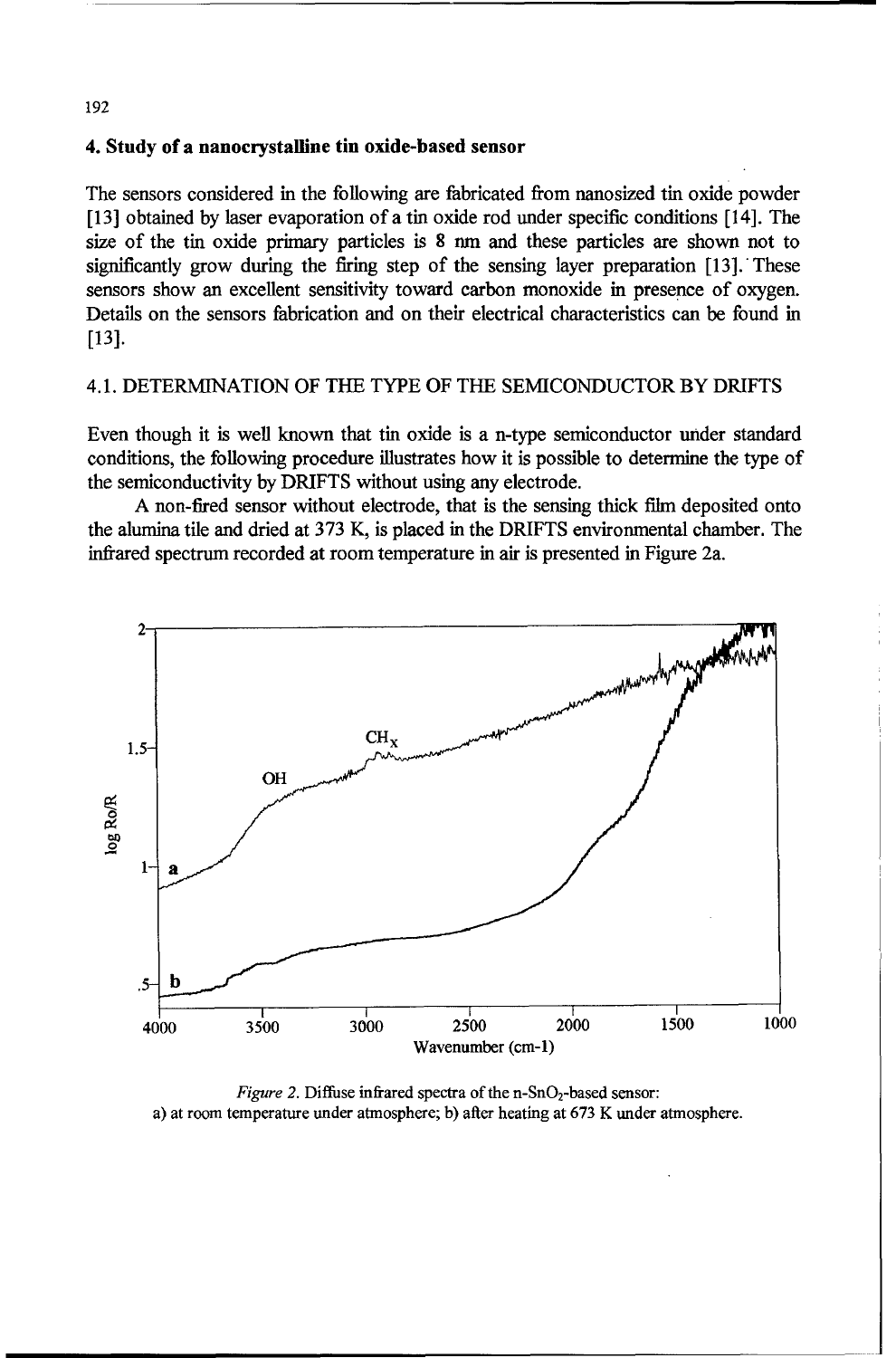## 4. Study of a nanocrystalline tin oxide-based sensor

The sensors considered in the following are fabricated from nanosized tin oxide powder [13] obtained by laser evaporation of a tin oxide rod under specific conditions [14]. The size of the tin oxide primary particles is 8 nm and these particles are shown not to significantly grow during the firing step of the sensing layer preparation [13]. These sensors show an excellent sensitivity toward carbon monoxide in presence of oxygen. Details on the sensors fabrication and on their electrical characteristics can be found in [13].

### 4.1. DETERMINATION OF THE TYPE OF THE SEMICONDUCTOR BY DRIFTS

Even though it is well known that tin oxide is a n-type semiconductor under standard conditions, the following procedure illustrates how it is possible to determine the type of the semiconductivity by DRIFTS without using any electrode.

A non-fired sensor without electrode, that is the sensing thick film deposited onto the alumina tile and dried at 373 K, is placed in the DRIFTS environmental chamber. The infrared spectrum recorded at room temperature in air is presented in Figure 2a.

*Figure 2.* Diffuse infrared spectra of the n-$SnO_2$-based sensor:
a) at room temperature under atmosphere; b) after heating at 673 K under atmosphere.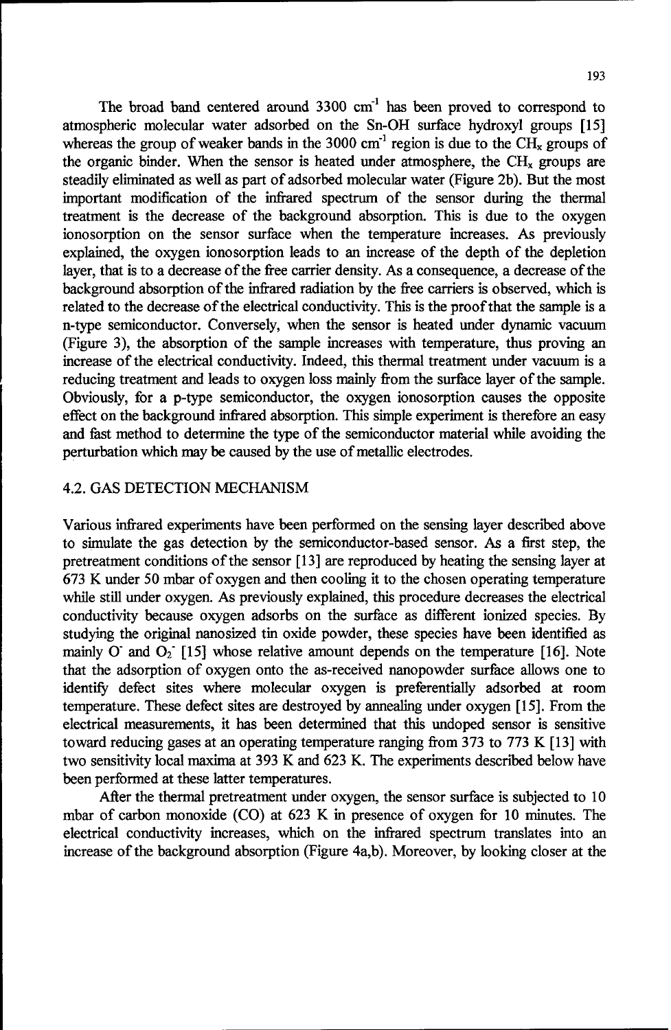The broad band centered around 3300 $cm^{-1}$ has been proved to correspond to atmospheric molecular water adsorbed on the Sn-OH surface hydroxyl groups [15] whereas the group of weaker bands in the 3000 $cm^{-1}$ region is due to the $CH_x$ groups of the organic binder. When the sensor is heated under atmosphere, the $CH_x$ groups are steadily eliminated as well as part of adsorbed molecular water (Figure 2b). But the most important modification of the infrared spectrum of the sensor during the thermal treatment is the decrease of the background absorption. This is due to the oxygen ionosorption on the sensor surface when the temperature increases. As previously explained, the oxygen ionosorption leads to an increase of the depth of the depletion layer, that is to a decrease of the free carrier density. As a consequence, a decrease of the background absorption of the infrared radiation by the free carriers is observed, which is related to the decrease of the electrical conductivity. This is the proof that the sample is a n-type semiconductor. Conversely, when the sensor is heated under dynamic vacuum (Figure 3), the absorption of the sample increases with temperature, thus proving an increase of the electrical conductivity. Indeed, this thermal treatment under vacuum is a reducing treatment and leads to oxygen loss mainly from the surface layer of the sample. Obviously, for a p-type semiconductor, the oxygen ionosorption causes the opposite effect on the background infrared absorption. This simple experiment is therefore an easy and fast method to determine the type of the semiconductor material while avoiding the perturbation which may be caused by the use of metallic electrodes.

## 4.2. GAS DETECTION MECHANISM

Various infrared experiments have been performed on the sensing layer described above to simulate the gas detection by the semiconductor-based sensor. As a first step, the pretreatment conditions of the sensor [13] are reproduced by heating the sensing layer at 673 K under 50 mbar of oxygen and then cooling it to the chosen operating temperature while still under oxygen. As previously explained, this procedure decreases the electrical conductivity because oxygen adsorbs on the surface as different ionized species. By studying the original nanosized tin oxide powder, these species have been identified as mainly $O^-$ and $O_2^-$ [15] whose relative amount depends on the temperature [16]. Note that the adsorption of oxygen onto the as-received nanopowder surface allows one to identify defect sites where molecular oxygen is preferentially adsorbed at room temperature. These defect sites are destroyed by annealing under oxygen [15]. From the electrical measurements, it has been determined that this undoped sensor is sensitive toward reducing gases at an operating temperature ranging from 373 to 773 K [13] with two sensitivity local maxima at 393 K and 623 K. The experiments described below have been performed at these latter temperatures.

After the thermal pretreatment under oxygen, the sensor surface is subjected to 10 mbar of carbon monoxide (CO) at 623 K in presence of oxygen for 10 minutes. The electrical conductivity increases, which on the infrared spectrum translates into an increase of the background absorption (Figure 4a,b). Moreover, by looking closer at the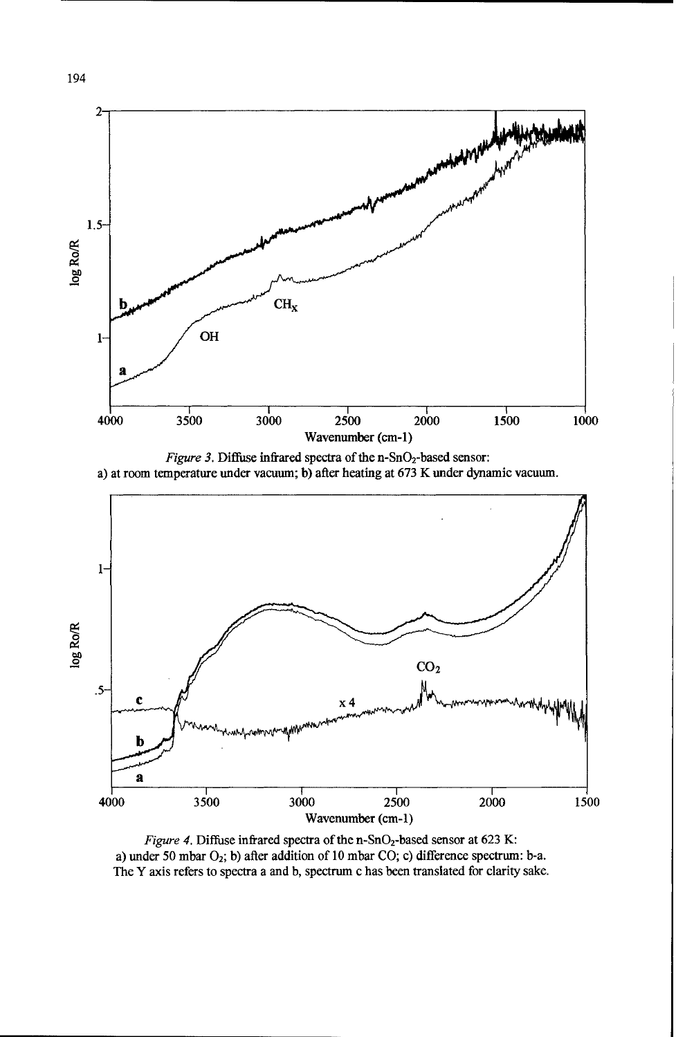*Figure 3.* Diffuse infrared spectra of the n-$SnO_2$-based sensor:
a) at room temperature under vacuum; b) after heating at 673 K under dynamic vacuum.

*Figure 4.* Diffuse infrared spectra of the n-$SnO_2$-based sensor at 623 K:
a) under 50 mbar $O_2$; b) after addition of 10 mbar CO; c) difference spectrum: b-a.
The Y axis refers to spectra a and b, spectrum c has been translated for clarity sake.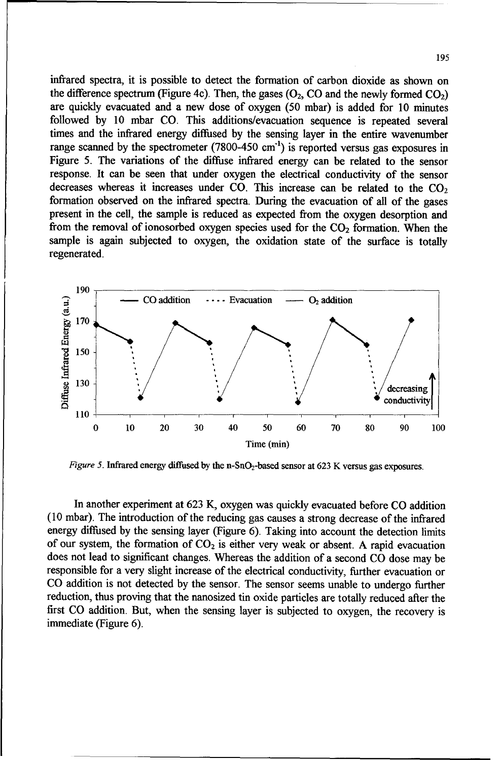infrared spectra, it is possible to detect the formation of carbon dioxide as shown on the difference spectrum (Figure 4c). Then, the gases ($O_2$, CO and the newly formed $CO_2$) are quickly evacuated and a new dose of oxygen (50 mbar) is added for 10 minutes followed by 10 mbar CO. This additions/evacuation sequence is repeated several times and the infrared energy diffused by the sensing layer in the entire wavenumber range scanned by the spectrometer (7800-450 $cm^{-1}$) is reported versus gas exposures in Figure 5. The variations of the diffuse infrared energy can be related to the sensor response. It can be seen that under oxygen the electrical conductivity of the sensor decreases whereas it increases under CO. This increase can be related to the $CO_2$ formation observed on the infrared spectra. During the evacuation of all of the gases present in the cell, the sample is reduced as expected from the oxygen desorption and from the removal of ionosorbed oxygen species used for the $CO_2$ formation. When the sample is again subjected to oxygen, the oxidation state of the surface is totally regenerated.

*Figure 5.* Infrared energy diffused by the n-$SnO_2$-based sensor at 623 K versus gas exposures.

In another experiment at 623 K, oxygen was quickly evacuated before CO addition (10 mbar). The introduction of the reducing gas causes a strong decrease of the infrared energy diffused by the sensing layer (Figure 6). Taking into account the detection limits of our system, the formation of $CO_2$ is either very weak or absent. A rapid evacuation does not lead to significant changes. Whereas the addition of a second CO dose may be responsible for a very slight increase of the electrical conductivity, further evacuation or CO addition is not detected by the sensor. The sensor seems unable to undergo further reduction, thus proving that the nanosized tin oxide particles are totally reduced after the first CO addition. But, when the sensing layer is subjected to oxygen, the recovery is immediate (Figure 6).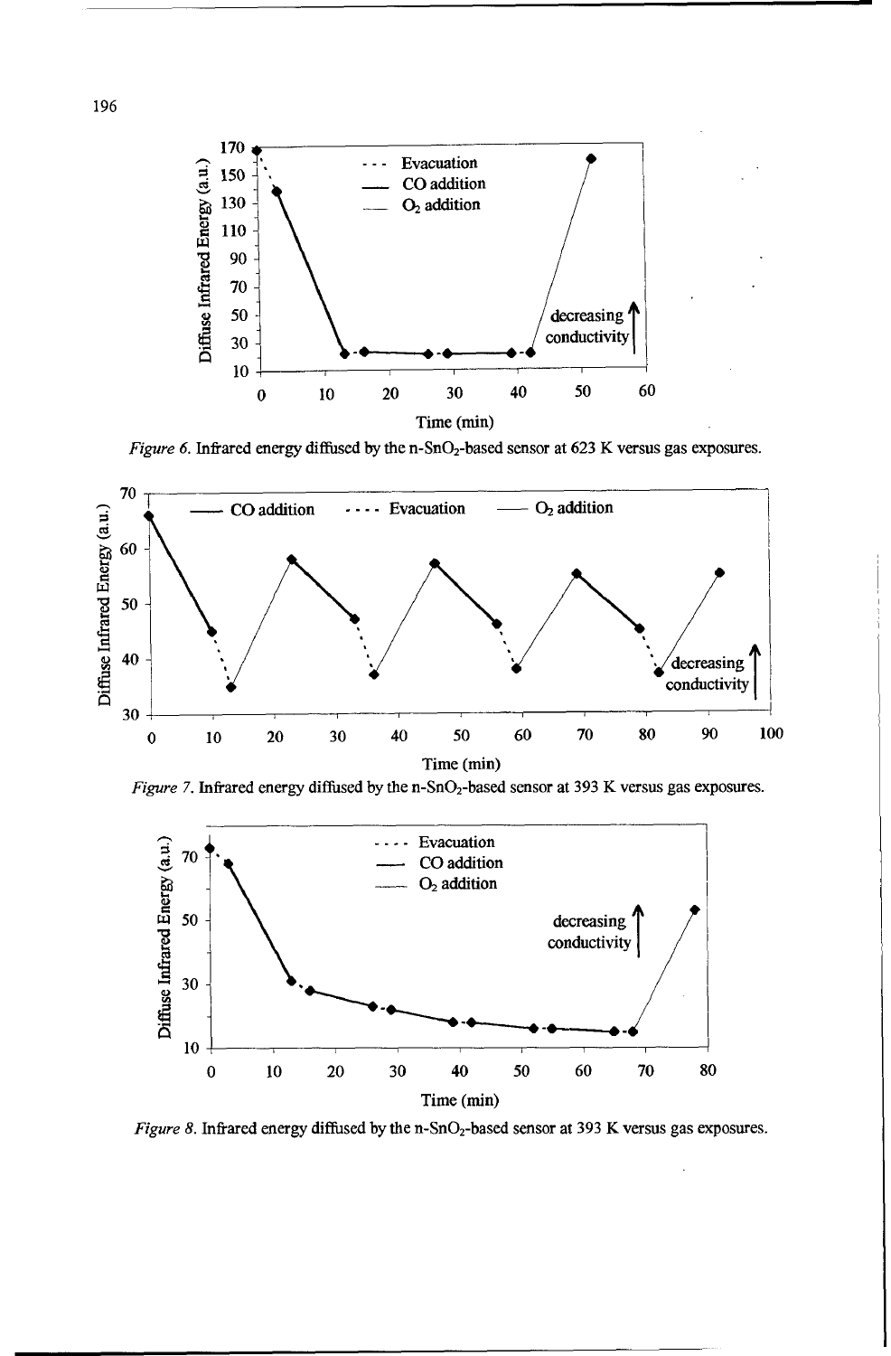*Figure 6.* Infrared energy diffused by the n-$SnO_2$-based sensor at 623 K versus gas exposures.

*Figure 7.* Infrared energy diffused by the n-$SnO_2$-based sensor at 393 K versus gas exposures.

*Figure 8.* Infrared energy diffused by the n-$SnO_2$-based sensor at 393 K versus gas exposures.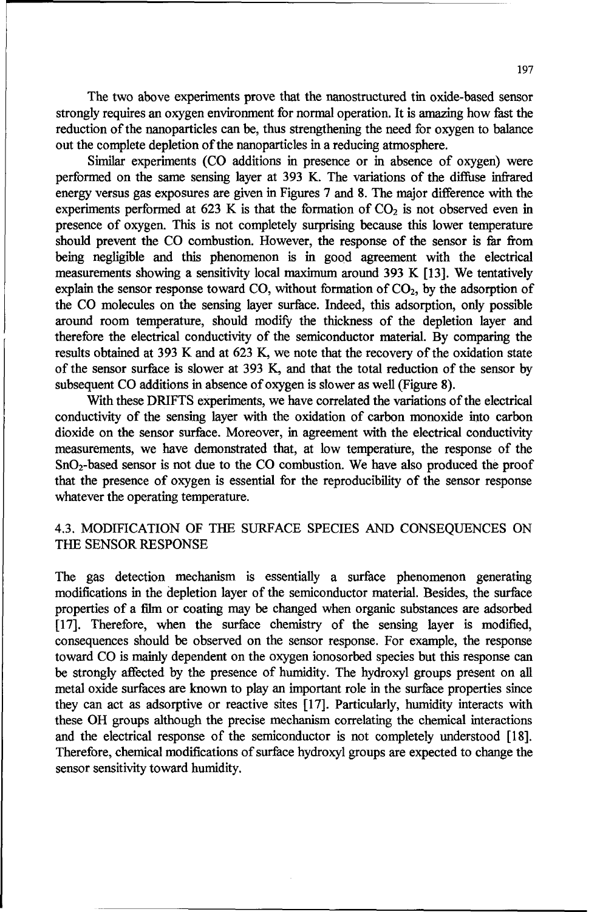The two above experiments prove that the nanostructured tin oxide-based sensor strongly requires an oxygen environment for normal operation. It is amazing how fast the reduction of the nanoparticles can be, thus strengthening the need for oxygen to balance out the complete depletion of the nanoparticles in a reducing atmosphere.

Similar experiments (CO additions in presence or in absence of oxygen) were performed on the same sensing layer at 393 K. The variations of the diffuse infrared energy versus gas exposures are given in Figures 7 and 8. The major difference with the experiments performed at 623 K is that the formation of $CO_2$ is not observed even in presence of oxygen. This is not completely surprising because this lower temperature should prevent the CO combustion. However, the response of the sensor is far from being negligible and this phenomenon is in good agreement with the electrical measurements showing a sensitivity local maximum around 393 K [13]. We tentatively explain the sensor response toward CO, without formation of $CO_2$, by the adsorption of the CO molecules on the sensing layer surface. Indeed, this adsorption, only possible around room temperature, should modify the thickness of the depletion layer and therefore the electrical conductivity of the semiconductor material. By comparing the results obtained at 393 K and at 623 K, we note that the recovery of the oxidation state of the sensor surface is slower at 393 K, and that the total reduction of the sensor by subsequent CO additions in absence of oxygen is slower as well (Figure 8).

With these DRIFTS experiments, we have correlated the variations of the electrical conductivity of the sensing layer with the oxidation of carbon monoxide into carbon dioxide on the sensor surface. Moreover, in agreement with the electrical conductivity measurements, we have demonstrated that, at low temperature, the response of the $SnO_2$-based sensor is not due to the CO combustion. We have also produced the proof that the presence of oxygen is essential for the reproducibility of the sensor response whatever the operating temperature.

### 4.3. MODIFICATION OF THE SURFACE SPECIES AND CONSEQUENCES ON THE SENSOR RESPONSE

The gas detection mechanism is essentially a surface phenomenon generating modifications in the depletion layer of the semiconductor material. Besides, the surface properties of a film or coating may be changed when organic substances are adsorbed [17]. Therefore, when the surface chemistry of the sensing layer is modified, consequences should be observed on the sensor response. For example, the response toward CO is mainly dependent on the oxygen ionosorbed species but this response can be strongly affected by the presence of humidity. The hydroxyl groups present on all metal oxide surfaces are known to play an important role in the surface properties since they can act as adsorptive or reactive sites [17]. Particularly, humidity interacts with these OH groups although the precise mechanism correlating the chemical interactions and the electrical response of the semiconductor is not completely understood [18]. Therefore, chemical modifications of surface hydroxyl groups are expected to change the sensor sensitivity toward humidity.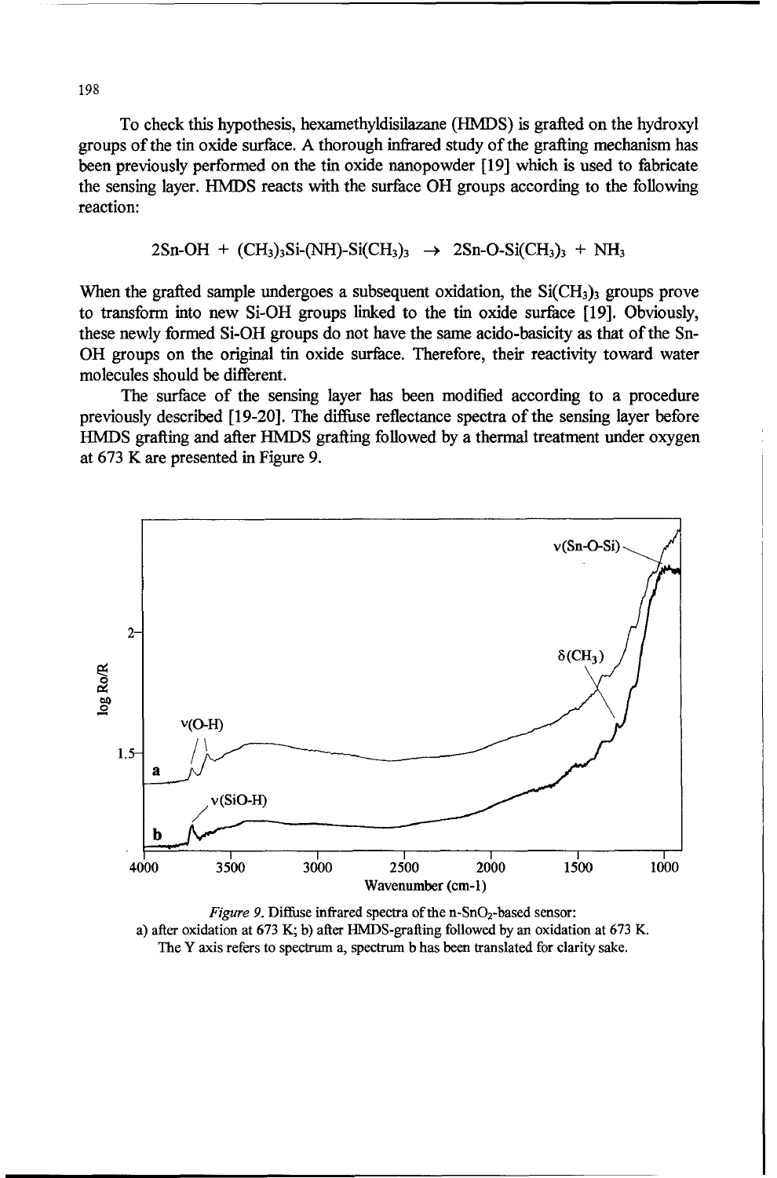To check this hypothesis, hexamethyldisilazane (HMDS) is grafted on the hydroxyl groups of the tin oxide surface. A thorough infrared study of the grafting mechanism has been previously performed on the tin oxide nanopowder [19] which is used to fabricate the sensing layer. HMDS reacts with the surface OH groups according to the following reaction:

$$2Sn\text{-}OH + (CH_3)_3Si\text{-}(NH)\text{-}Si(CH_3)_3 \rightarrow 2Sn\text{-}O\text{-}Si(CH_3)_3 + NH_3$$

When the grafted sample undergoes a subsequent oxidation, the $Si(CH_3)_3$ groups prove to transform into new Si-OH groups linked to the tin oxide surface [19]. Obviously, these newly formed Si-OH groups do not have the same acido-basicity as that of the Sn-OH groups on the original tin oxide surface. Therefore, their reactivity toward water molecules should be different.

The surface of the sensing layer has been modified according to a procedure previously described [19-20]. The diffuse reflectance spectra of the sensing layer before HMDS grafting and after HMDS grafting followed by a thermal treatment under oxygen at 673 K are presented in Figure 9.

*Figure 9.* Diffuse infrared spectra of the n-$SnO_2$-based sensor:
a) after oxidation at 673 K; b) after HMDS-grafting followed by an oxidation at 673 K.
The Y axis refers to spectrum a, spectrum b has been translated for clarity sake.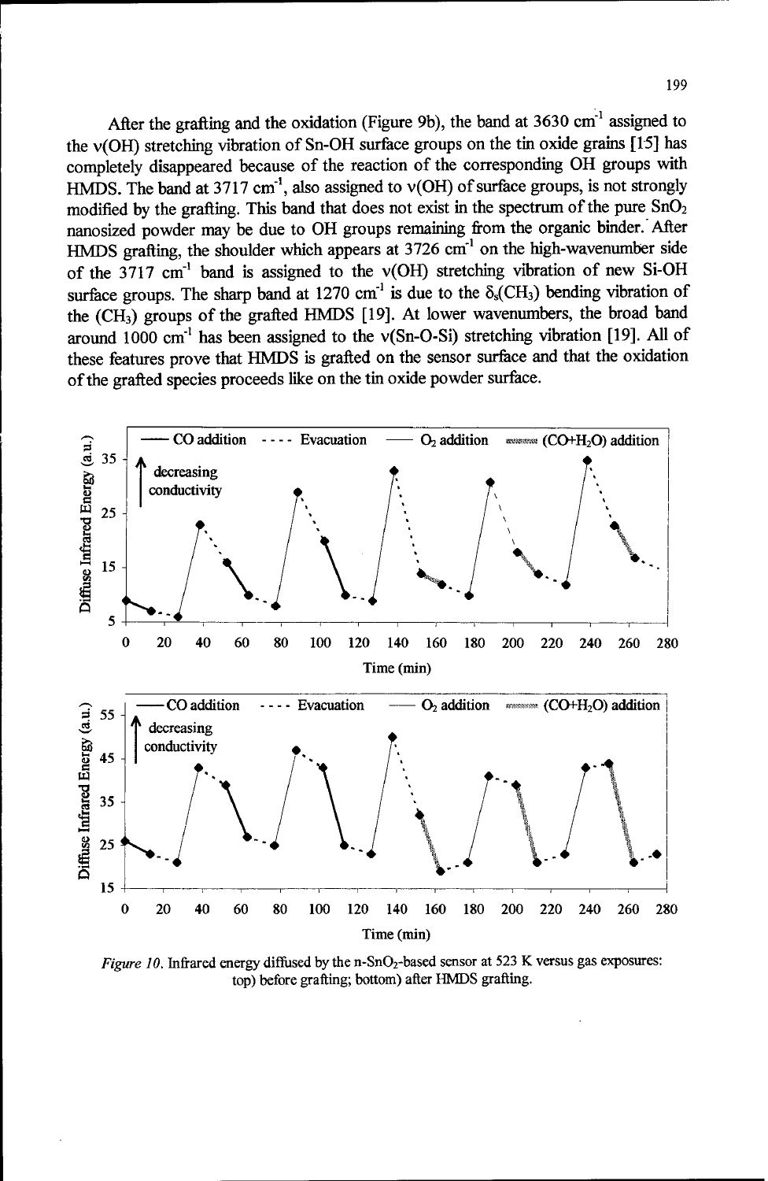After the grafting and the oxidation (Figure 9b), the band at 3630 $cm^{-1}$ assigned to the $\nu$(OH) stretching vibration of Sn-OH surface groups on the tin oxide grains [15] has completely disappeared because of the reaction of the corresponding OH groups with HMDS. The band at 3717 $cm^{-1}$, also assigned to $\nu$(OH) of surface groups, is not strongly modified by the grafting. This band that does not exist in the spectrum of the pure $SnO_2$ nanosized powder may be due to OH groups remaining from the organic binder. After HMDS grafting, the shoulder which appears at 3726 $cm^{-1}$ on the high-wavenumber side of the 3717 $cm^{-1}$ band is assigned to the $\nu$(OH) stretching vibration of new Si-OH surface groups. The sharp band at 1270 $cm^{-1}$ is due to the $\delta_s(CH_3)$ bending vibration of the $(CH_3)$ groups of the grafted HMDS [19]. At lower wavenumbers, the broad band around 1000 $cm^{-1}$ has been assigned to the $\nu$(Sn-O-Si) stretching vibration [19]. All of these features prove that HMDS is grafted on the sensor surface and that the oxidation of the grafted species proceeds like on the tin oxide powder surface.

*Figure 10.* Infrared energy diffused by the n-$SnO_2$-based sensor at 523 K versus gas exposures: top) before grafting; bottom) after HMDS grafting.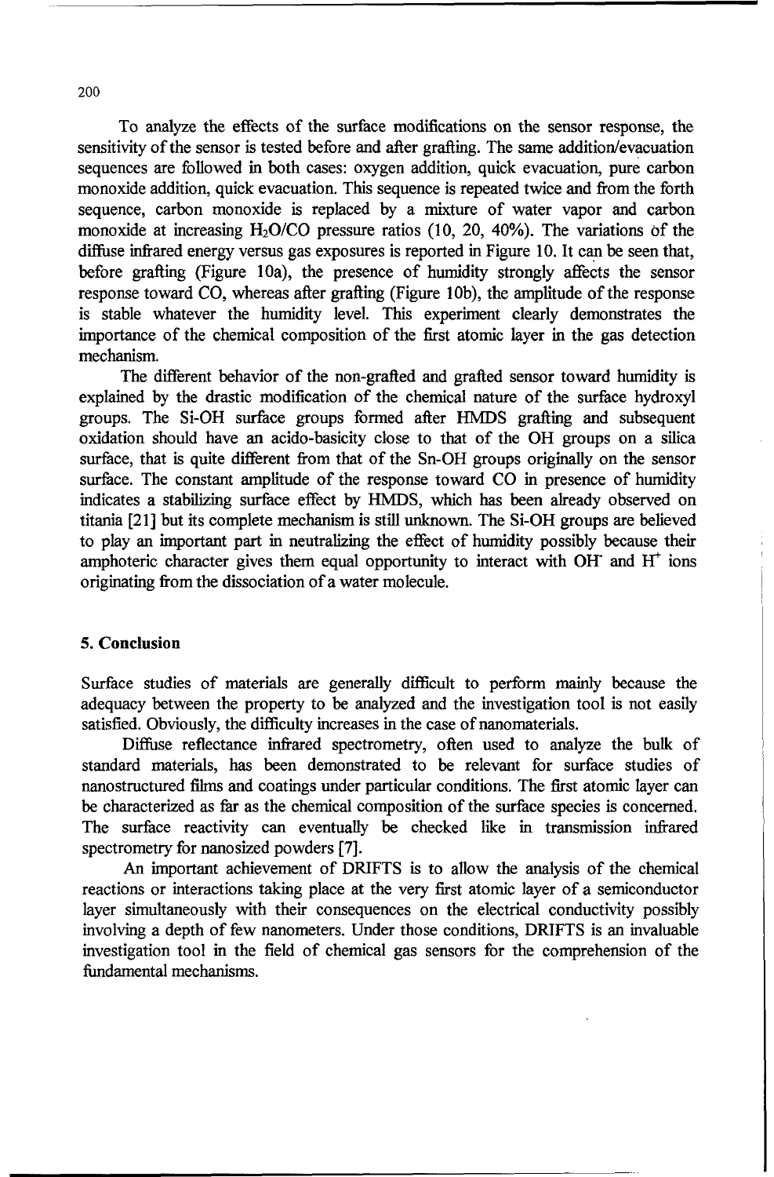To analyze the effects of the surface modifications on the sensor response, the sensitivity of the sensor is tested before and after grafting. The same addition/evacuation sequences are followed in both cases: oxygen addition, quick evacuation, pure carbon monoxide addition, quick evacuation. This sequence is repeated twice and from the forth sequence, carbon monoxide is replaced by a mixture of water vapor and carbon monoxide at increasing $H_2O/CO$ pressure ratios (10, 20, 40%). The variations of the diffuse infrared energy versus gas exposures is reported in Figure 10. It can be seen that, before grafting (Figure 10a), the presence of humidity strongly affects the sensor response toward CO, whereas after grafting (Figure 10b), the amplitude of the response is stable whatever the humidity level. This experiment clearly demonstrates the importance of the chemical composition of the first atomic layer in the gas detection mechanism.

The different behavior of the non-grafted and grafted sensor toward humidity is explained by the drastic modification of the chemical nature of the surface hydroxyl groups. The Si-OH surface groups formed after HMDS grafting and subsequent oxidation should have an acido-basicity close to that of the OH groups on a silica surface, that is quite different from that of the Sn-OH groups originally on the sensor surface. The constant amplitude of the response toward CO in presence of humidity indicates a stabilizing surface effect by HMDS, which has been already observed on titania [21] but its complete mechanism is still unknown. The Si-OH groups are believed to play an important part in neutralizing the effect of humidity possibly because their amphoteric character gives them equal opportunity to interact with $OH^-$ and $H^+$ ions originating from the dissociation of a water molecule.

## 5. Conclusion

Surface studies of materials are generally difficult to perform mainly because the adequacy between the property to be analyzed and the investigation tool is not easily satisfied. Obviously, the difficulty increases in the case of nanomaterials.

Diffuse reflectance infrared spectrometry, often used to analyze the bulk of standard materials, has been demonstrated to be relevant for surface studies of nanostructured films and coatings under particular conditions. The first atomic layer can be characterized as far as the chemical composition of the surface species is concerned. The surface reactivity can eventually be checked like in transmission infrared spectrometry for nanosized powders [7].

An important achievement of DRIFTS is to allow the analysis of the chemical reactions or interactions taking place at the very first atomic layer of a semiconductor layer simultaneously with their consequences on the electrical conductivity possibly involving a depth of few nanometers. Under those conditions, DRIFTS is an invaluable investigation tool in the field of chemical gas sensors for the comprehension of the fundamental mechanisms.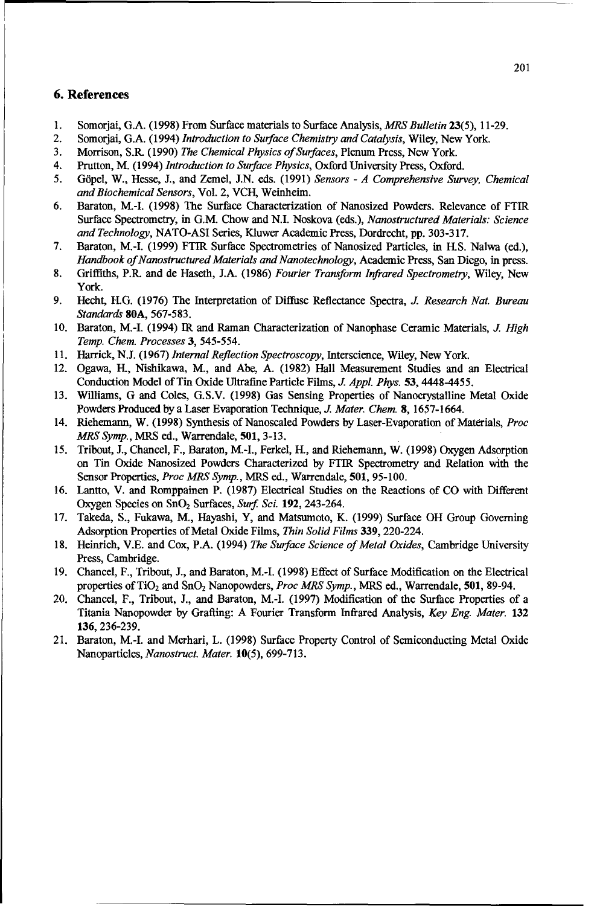## 6. References

1. Somorjai, G.A. (1998) From Surface materials to Surface Analysis, *MRS Bulletin* **23**(5), 11-29.
2. Somorjai, G.A. (1994) *Introduction to Surface Chemistry and Catalysis*, Wiley, New York.
3. Morrison, S.R. (1990) *The Chemical Physics of Surfaces*, Plenum Press, New York.
4. Prutton, M. (1994) *Introduction to Surface Physics*, Oxford University Press, Oxford.
5. Göpel, W., Hesse, J., and Zemel, J.N. eds. (1991) *Sensors - A Comprehensive Survey, Chemical and Biochemical Sensors*, Vol. 2, VCH, Weinheim.
6. Baraton, M.-I. (1998) The Surface Characterization of Nanosized Powders. Relevance of FTIR Surface Spectrometry, in G.M. Chow and N.I. Noskova (eds.), *Nanostructured Materials: Science and Technology*, NATO-ASI Series, Kluwer Academic Press, Dordrecht, pp. 303-317.
7. Baraton, M.-I. (1999) FTIR Surface Spectrometries of Nanosized Particles, in H.S. Nalwa (ed.), *Handbook of Nanostructured Materials and Nanotechnology*, Academic Press, San Diego, in press.
8. Griffiths, P.R. and de Haseth, J.A. (1986) *Fourier Transform Infrared Spectrometry*, Wiley, New York.
9. Hecht, H.G. (1976) The Interpretation of Diffuse Reflectance Spectra, *J. Research Nat. Bureau Standards* **80A**, 567-583.
10. Baraton, M.-I. (1994) IR and Raman Characterization of Nanophase Ceramic Materials, *J. High Temp. Chem. Processes* **3**, 545-554.
11. Harrick, N.J. (1967) *Internal Reflection Spectroscopy*, Interscience, Wiley, New York.
12. Ogawa, H., Nishikawa, M., and Abe, A. (1982) Hall Measurement Studies and an Electrical Conduction Model of Tin Oxide Ultrafine Particle Films, *J. Appl. Phys.* **53**, 4448-4455.
13. Williams, G and Coles, G.S.V. (1998) Gas Sensing Properties of Nanocrystalline Metal Oxide Powders Produced by a Laser Evaporation Technique, *J. Mater. Chem.* **8**, 1657-1664.
14. Riehemann, W. (1998) Synthesis of Nanoscaled Powders by Laser-Evaporation of Materials, *Proc MRS Symp.*, MRS ed., Warrendale, **501**, 3-13.
15. Tribout, J., Chancel, F., Baraton, M.-I., Ferkel, H., and Riehemann, W. (1998) Oxygen Adsorption on Tin Oxide Nanosized Powders Characterized by FTIR Spectrometry and Relation with the Sensor Properties, *Proc MRS Symp.*, MRS ed., Warrendale, **501**, 95-100.
16. Lantto, V. and Romppainen P. (1987) Electrical Studies on the Reactions of CO with Different Oxygen Species on $SnO_2$ Surfaces, *Surf. Sci.* **192**, 243-264.
17. Takeda, S., Fukawa, M., Hayashi, Y, and Matsumoto, K. (1999) Surface OH Group Governing Adsorption Properties of Metal Oxide Films, *Thin Solid Films* **339**, 220-224.
18. Heinrich, V.E. and Cox, P.A. (1994) *The Surface Science of Metal Oxides*, Cambridge University Press, Cambridge.
19. Chancel, F., Tribout, J., and Baraton, M.-I. (1998) Effect of Surface Modification on the Electrical properties of $TiO_2$ and $SnO_2$ Nanopowders, *Proc MRS Symp.*, MRS ed., Warrendale, **501**, 89-94.
20. Chancel, F., Tribout, J., and Baraton, M.-I. (1997) Modification of the Surface Properties of a Titania Nanopowder by Grafting: A Fourier Transform Infrared Analysis, *Key Eng. Mater.* **132 136**, 236-239.
21. Baraton, M.-I. and Merhari, L. (1998) Surface Property Control of Semiconducting Metal Oxide Nanoparticles, *Nanostruct. Mater.* **10**(5), 699-713.